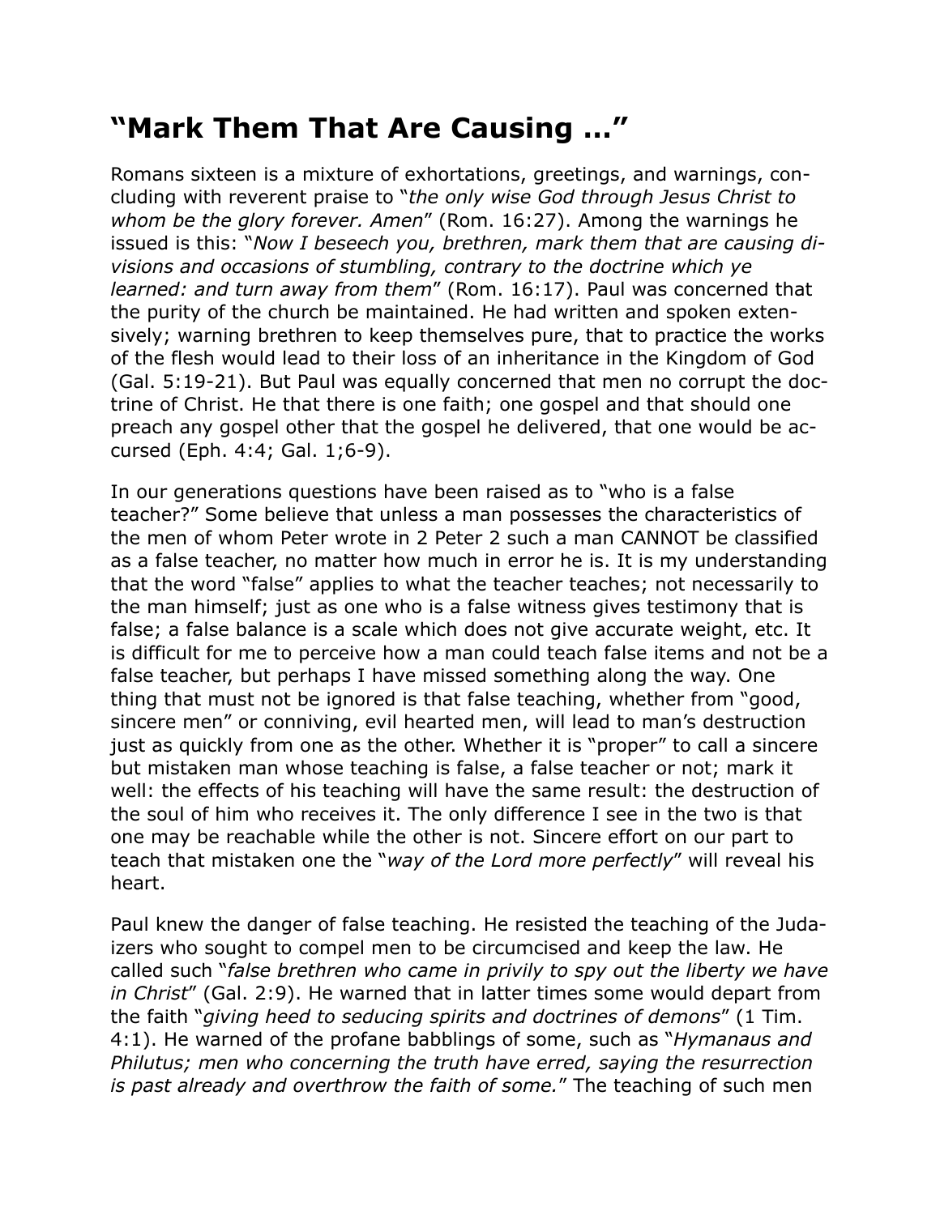## “Mark Them That Are Causing …”

Romans sixteen is a mixture of exhortations, greetings, and warnings, concluding with reverent praise to “*the only wise God through Jesus Christ to whom be the glory forever. Amen*” (Rom. 16:27). Among the warnings he issued is this: “*Now I beseech you, brethren, mark them that are causing divisions and occasions of stumbling, contrary to the doctrine which ye learned: and turn away from them*” (Rom. 16:17). Paul was concerned that the purity of the church be maintained. He had written and spoken extensively; warning brethren to keep themselves pure, that to practice the works of the flesh would lead to their loss of an inheritance in the Kingdom of God (Gal. 5:19-21). But Paul was equally concerned that men no corrupt the doctrine of Christ. He that there is one faith; one gospel and that should one preach any gospel other that the gospel he delivered, that one would be accursed (Eph. 4:4; Gal. 1;6-9).

In our generations questions have been raised as to “who is a false teacher?” Some believe that unless a man possesses the characteristics of the men of whom Peter wrote in 2 Peter 2 such a man CANNOT be classified as a false teacher, no matter how much in error he is. It is my understanding that the word “false” applies to what the teacher teaches; not necessarily to the man himself; just as one who is a false witness gives testimony that is false; a false balance is a scale which does not give accurate weight, etc. It is difficult for me to perceive how a man could teach false items and not be a false teacher, but perhaps I have missed something along the way. One thing that must not be ignored is that false teaching, whether from “good, sincere men” or conniving, evil hearted men, will lead to man’s destruction just as quickly from one as the other. Whether it is “proper” to call a sincere but mistaken man whose teaching is false, a false teacher or not; mark it well: the effects of his teaching will have the same result: the destruction of the soul of him who receives it. The only difference I see in the two is that one may be reachable while the other is not. Sincere effort on our part to teach that mistaken one the “*way of the Lord more perfectly*” will reveal his heart.

Paul knew the danger of false teaching. He resisted the teaching of the Judaizers who sought to compel men to be circumcised and keep the law. He called such “*false brethren who came in privily to spy out the liberty we have in Christ*” (Gal. 2:9). He warned that in latter times some would depart from the faith “*giving heed to seducing spirits and doctrines of demons*” (1 Tim. 4:1). He warned of the profane babblings of some, such as “*Hymanaus and Philutus; men who concerning the truth have erred, saying the resurrection is past already and overthrow the faith of some.*” The teaching of such men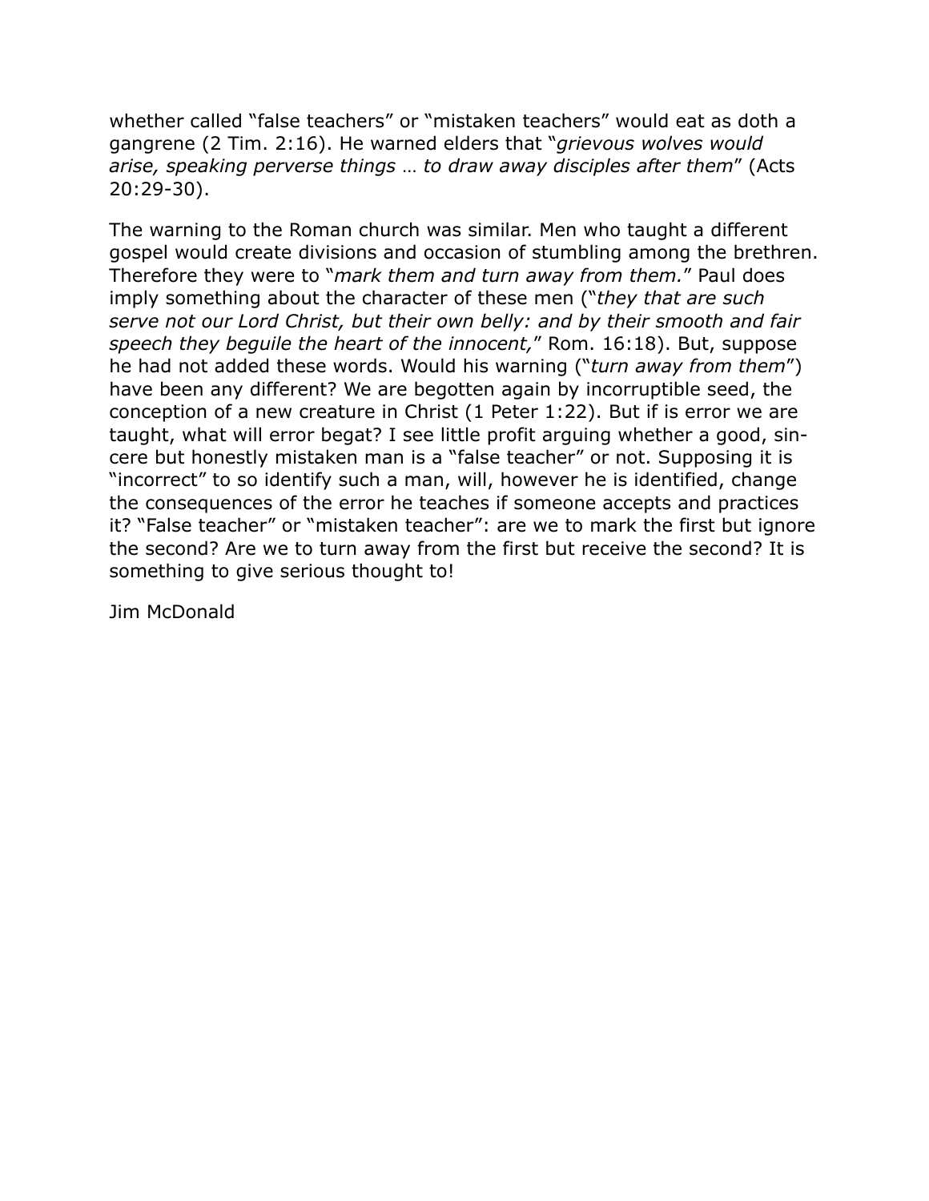whether called "false teachers" or "mistaken teachers" would eat as doth a gangrene (2 Tim. 2:16). He warned elders that "*grievous wolves would arise, speaking perverse things … to draw away disciples after them*" (Acts 20:29-30).

The warning to the Roman church was similar. Men who taught a different gospel would create divisions and occasion of stumbling among the brethren. Therefore they were to "*mark them and turn away from them.*" Paul does imply something about the character of these men ("*they that are such serve not our Lord Christ, but their own belly: and by their smooth and fair speech they beguile the heart of the innocent,*" Rom. 16:18). But, suppose he had not added these words. Would his warning ("*turn away from them*") have been any different? We are begotten again by incorruptible seed, the conception of a new creature in Christ (1 Peter 1:22). But if is error we are taught, what will error begat? I see little profit arguing whether a good, sincere but honestly mistaken man is a "false teacher" or not. Supposing it is "incorrect" to so identify such a man, will, however he is identified, change the consequences of the error he teaches if someone accepts and practices it? "False teacher" or "mistaken teacher": are we to mark the first but ignore the second? Are we to turn away from the first but receive the second? It is something to give serious thought to!

Jim McDonald